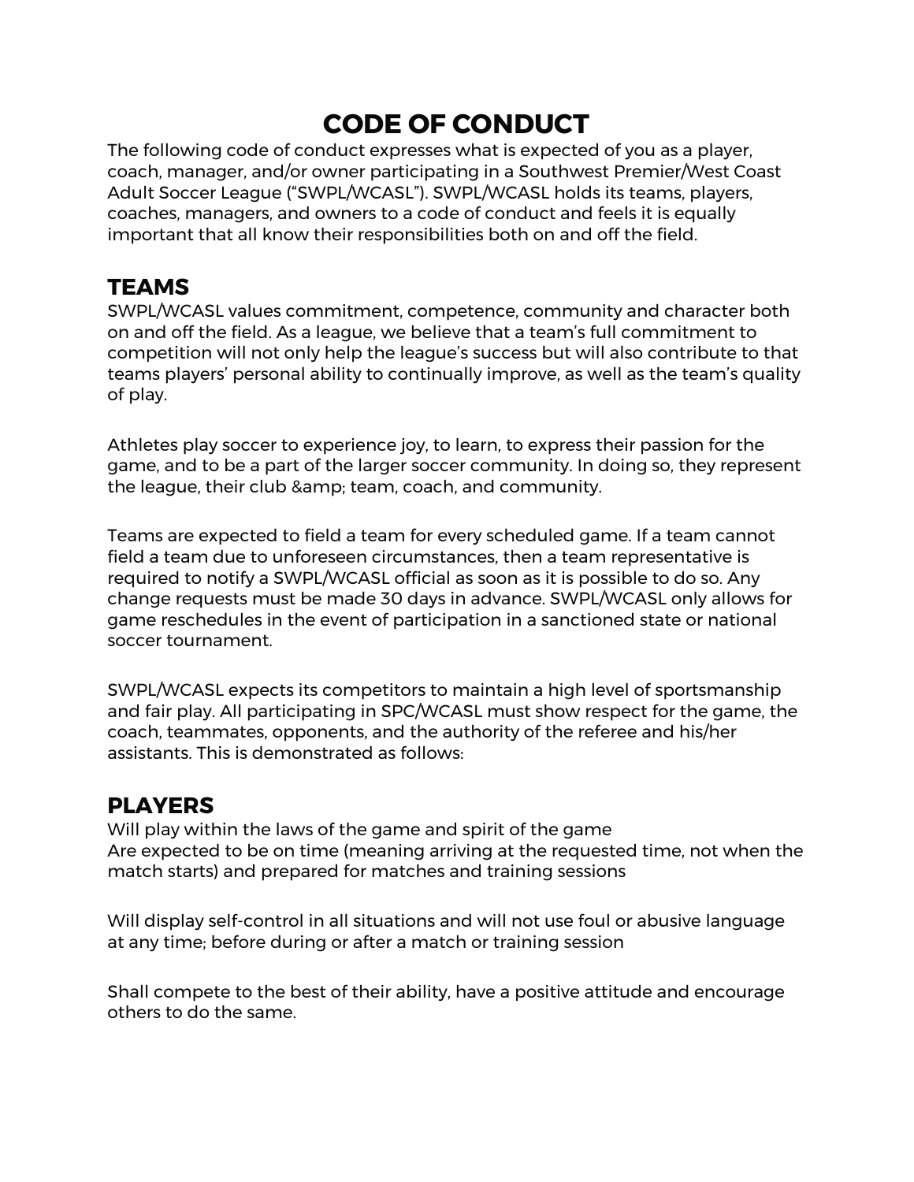# CODE OF CONDUCT

The following code of conduct expresses what is expected of you as a player, coach, manager, and/or owner participating in a Southwest Premier/West Coast Adult Soccer League ("SWPL/WCASL"). SWPL/WCASL holds its teams, players, coaches, managers, and owners to a code of conduct and feels it is equally important that all know their responsibilities both on and off the field.

## TEAMS

SWPL/WCASL values commitment, competence, community and character both on and off the field. As a league, we believe that a team's full commitment to competition will not only help the league's success but will also contribute to that teams players' personal ability to continually improve, as well as the team's quality of play.

Athletes play soccer to experience joy, to learn, to express their passion for the game, and to be a part of the larger soccer community. In doing so, they represent the league, their club &amp; team, coach, and community.

Teams are expected to field a team for every scheduled game. If a team cannot field a team due to unforeseen circumstances, then a team representative is required to notify a SWPL/WCASL official as soon as it is possible to do so. Any change requests must be made 30 days in advance. SWPL/WCASL only allows for game reschedules in the event of participation in a sanctioned state or national soccer tournament.

SWPL/WCASL expects its competitors to maintain a high level of sportsmanship and fair play. All participating in SPC/WCASL must show respect for the game, the coach, teammates, opponents, and the authority of the referee and his/her assistants. This is demonstrated as follows:

## PLAYERS

Will play within the laws of the game and spirit of the game
Are expected to be on time (meaning arriving at the requested time, not when the match starts) and prepared for matches and training sessions

Will display self-control in all situations and will not use foul or abusive language at any time; before during or after a match or training session

Shall compete to the best of their ability, have a positive attitude and encourage others to do the same.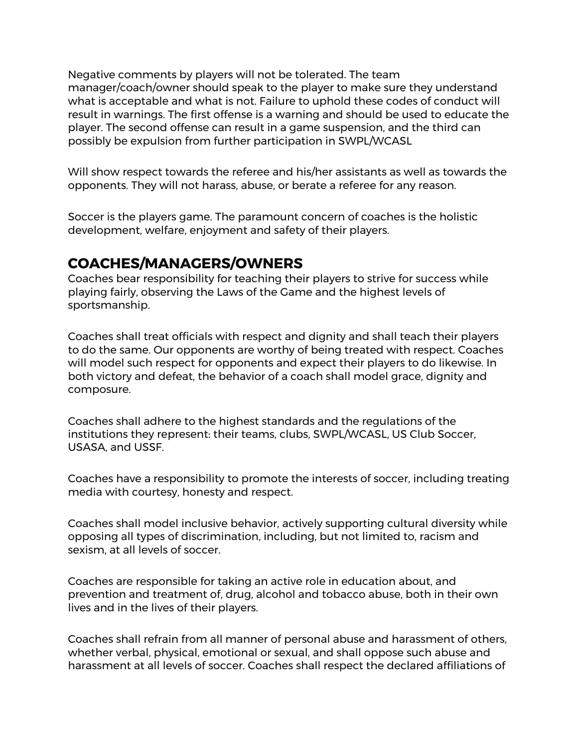Negative comments by players will not be tolerated. The team manager/coach/owner should speak to the player to make sure they understand what is acceptable and what is not. Failure to uphold these codes of conduct will result in warnings. The first offense is a warning and should be used to educate the player. The second offense can result in a game suspension, and the third can possibly be expulsion from further participation in SWPL/WCASL

Will show respect towards the referee and his/her assistants as well as towards the opponents. They will not harass, abuse, or berate a referee for any reason.

Soccer is the players game. The paramount concern of coaches is the holistic development, welfare, enjoyment and safety of their players.

## COACHES/MANAGERS/OWNERS

Coaches bear responsibility for teaching their players to strive for success while playing fairly, observing the Laws of the Game and the highest levels of sportsmanship.

Coaches shall treat officials with respect and dignity and shall teach their players to do the same. Our opponents are worthy of being treated with respect. Coaches will model such respect for opponents and expect their players to do likewise. In both victory and defeat, the behavior of a coach shall model grace, dignity and composure.

Coaches shall adhere to the highest standards and the regulations of the institutions they represent: their teams, clubs, SWPL/WCASL, US Club Soccer, USASA, and USSF.

Coaches have a responsibility to promote the interests of soccer, including treating media with courtesy, honesty and respect.

Coaches shall model inclusive behavior, actively supporting cultural diversity while opposing all types of discrimination, including, but not limited to, racism and sexism, at all levels of soccer.

Coaches are responsible for taking an active role in education about, and prevention and treatment of, drug, alcohol and tobacco abuse, both in their own lives and in the lives of their players.

Coaches shall refrain from all manner of personal abuse and harassment of others, whether verbal, physical, emotional or sexual, and shall oppose such abuse and harassment at all levels of soccer. Coaches shall respect the declared affiliations of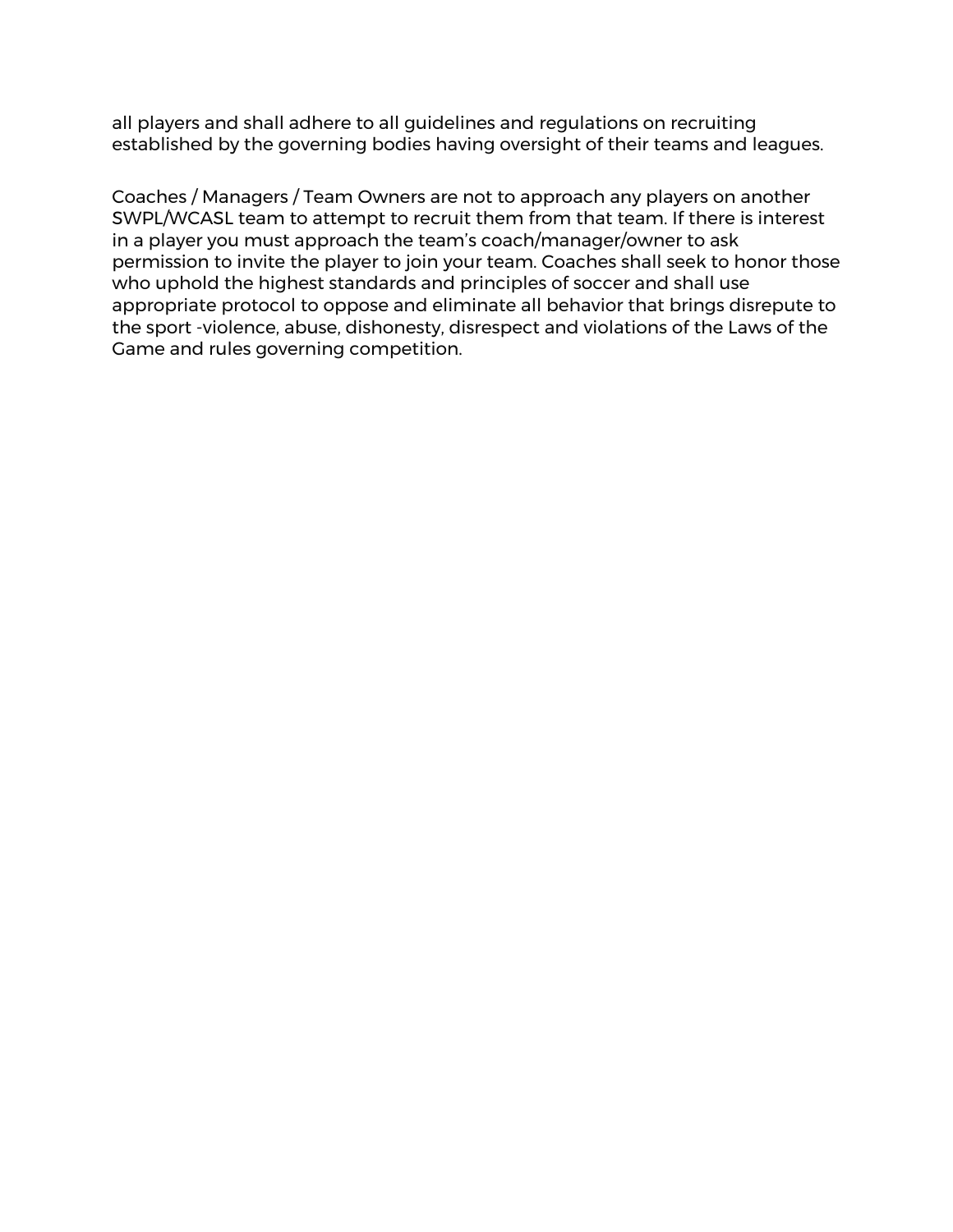all players and shall adhere to all guidelines and regulations on recruiting established by the governing bodies having oversight of their teams and leagues.

Coaches / Managers / Team Owners are not to approach any players on another SWPL/WCASL team to attempt to recruit them from that team. If there is interest in a player you must approach the team's coach/manager/owner to ask permission to invite the player to join your team. Coaches shall seek to honor those who uphold the highest standards and principles of soccer and shall use appropriate protocol to oppose and eliminate all behavior that brings disrepute to the sport -violence, abuse, dishonesty, disrespect and violations of the Laws of the Game and rules governing competition.